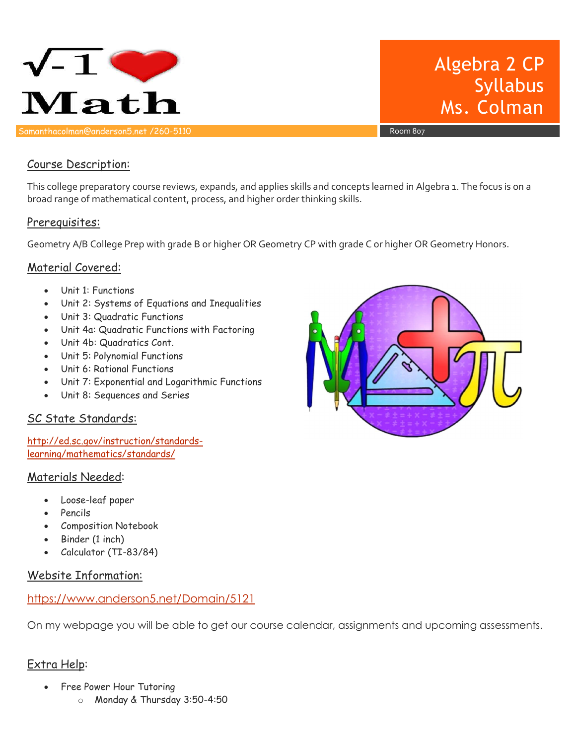# Algebra 2 CP Syllabus Ms. Colman

Samanthacolman@anderson5.net /260-5110

Room 807

## Course Description:

This college preparatory course reviews, expands, and applies skills and concepts learned in Algebra 1. The focus is on a broad range of mathematical content, process, and higher order thinking skills.

## Prerequisites:

Geometry A/B College Prep with grade B or higher OR Geometry CP with grade C or higher OR Geometry Honors.

## Material Covered:

- Unit 1: Functions
- Unit 2: Systems of Equations and Inequalities
- Unit 3: Quadratic Functions
- Unit 4a: Quadratic Functions with Factoring
- Unit 4b: Quadratics Cont.
- Unit 5: Polynomial Functions
- Unit 6: Rational Functions
- Unit 7: Exponential and Logarithmic Functions
- Unit 8: Sequences and Series

## SC State Standards:

http://ed.sc.gov/instruction/standards-learning/mathematics/standards/

## Materials Needed:

- Loose-leaf paper
- Pencils
- Composition Notebook
- Binder (1 inch)
- Calculator (TI-83/84)

## Website Information:

https://www.anderson5.net/Domain/5121

On my webpage you will be able to get our course calendar, assignments and upcoming assessments.

## Extra Help:

- Free Power Hour Tutoring
  - Monday & Thursday 3:50-4:50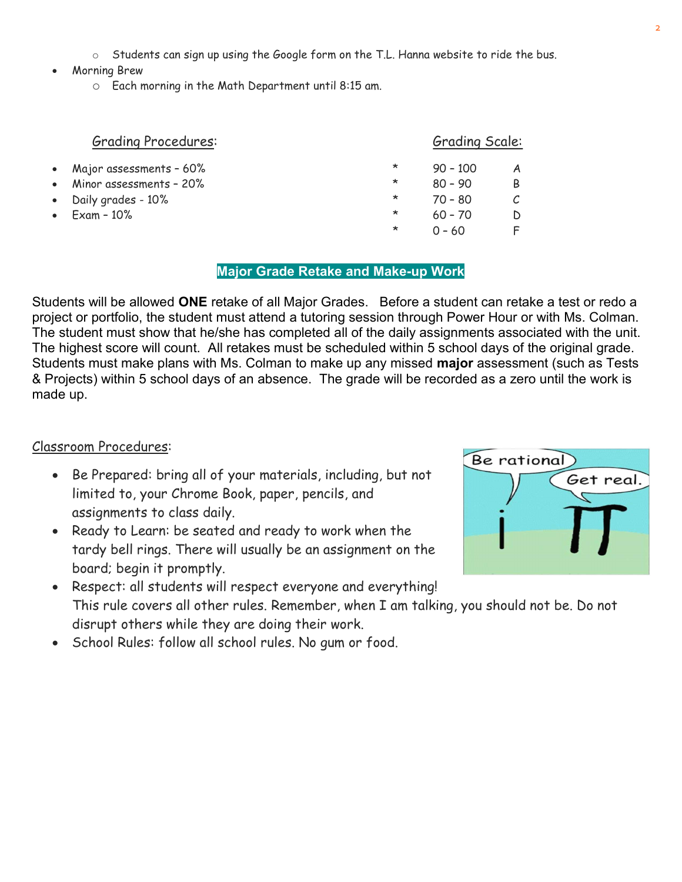- Students can sign up using the Google form on the T.L. Hanna website to ride the bus.
- Morning Brew
  - Each morning in the Math Department until 8:15 am.

Grading Procedures:

- Major assessments – 60%
- Minor assessments – 20%
- Daily grades - 10%
- Exam – 10%

Grading Scale:

| | | |
|---|---|---|
| * | 90 - 100 | A |
| * | 80 - 90 | B |
| * | 70 - 80 | C |
| * | 60 - 70 | D |
| * | 0 - 60 | F |

## Major Grade Retake and Make-up Work

Students will be allowed **ONE** retake of all Major Grades. Before a student can retake a test or redo a project or portfolio, the student must attend a tutoring session through Power Hour or with Ms. Colman. The student must show that he/she has completed all of the daily assignments associated with the unit. The highest score will count. All retakes must be scheduled within 5 school days of the original grade. Students must make plans with Ms. Colman to make up any missed **major** assessment (such as Tests & Projects) within 5 school days of an absence. The grade will be recorded as a zero until the work is made up.

Classroom Procedures:

- Be Prepared: bring all of your materials, including, but not limited to, your Chrome Book, paper, pencils, and assignments to class daily.
- Ready to Learn: be seated and ready to work when the tardy bell rings. There will usually be an assignment on the board; begin it promptly.
- Respect: all students will respect everyone and everything! This rule covers all other rules. Remember, when I am talking, you should not be. Do not disrupt others while they are doing their work.
- School Rules: follow all school rules. No gum or food.